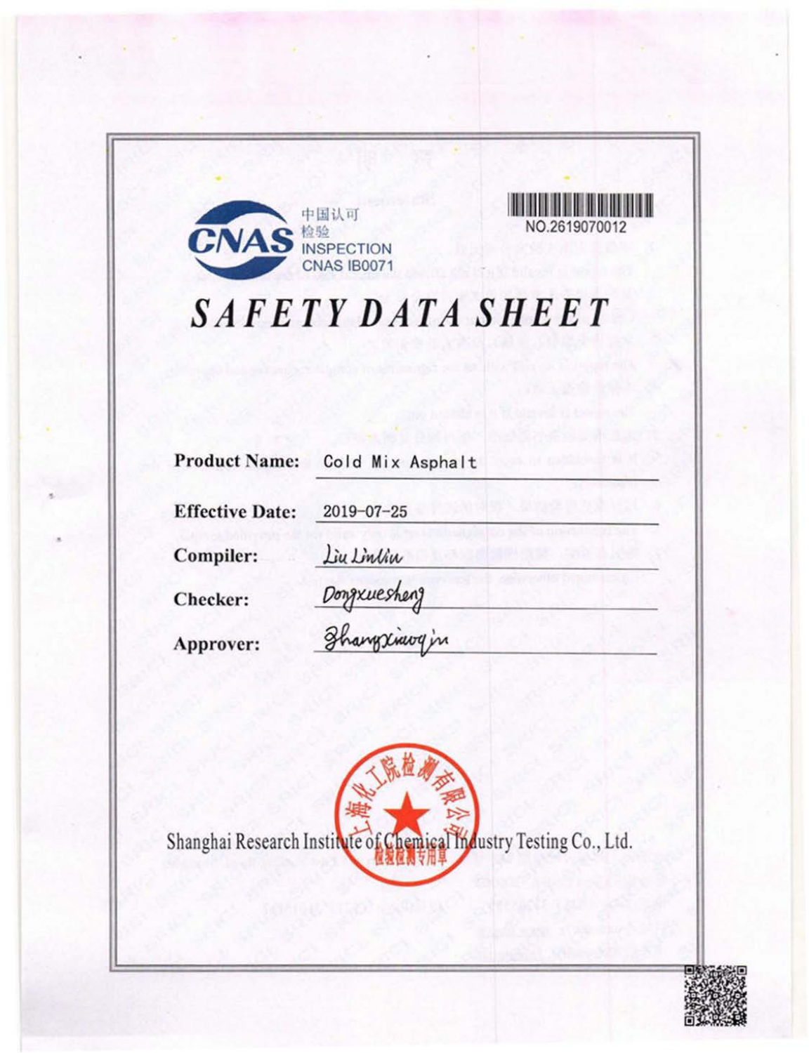中国认可
检验
INSPECTION
CNAS IB0071

NO.2619070012

# SAFETY DATA SHEET

**Product Name:** Cold Mix Asphalt

**Effective Date:** 2019-07-25

**Compiler:** Liu Linlin

**Checker:** Dongxuesheng

**Approver:** Zhangxiaoqin

上海化工院检测有限公司
检验检测专用章

Shanghai Research Institute of Chemical Industry Testing Co., Ltd.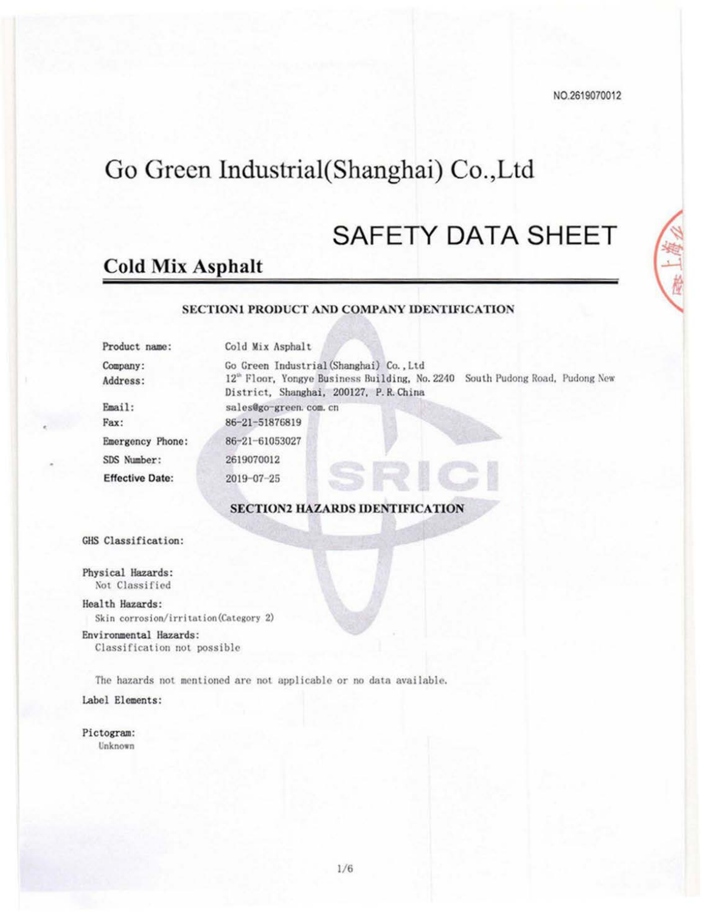NO.2619070012

# Go Green Industrial(Shanghai) Co.,Ltd

## SAFETY DATA SHEET

## Cold Mix Asphalt

### SECTION1 PRODUCT AND COMPANY IDENTIFICATION

| | |
|---|---|
| Product name: | Cold Mix Asphalt |
| Company: | Go Green Industrial(Shanghai) Co., Ltd |
| Address: | 12th Floor, Yongye Business Building, No. 2240 South Pudong Road, Pudong New District, Shanghai, 200127, P.R.China |
| Email: | sales@go-green.com.cn |
| Fax: | 86-21-51876819 |
| Emergency Phone: | 86-21-61053027 |
| SDS Number: | 2619070012 |
| **Effective Date:** | 2019-07-25 |

### SECTION2 HAZARDS IDENTIFICATION

GHS Classification:

Physical Hazards:
Not Classified

Health Hazards:
Skin corrosion/irritation(Category 2)

Environmental Hazards:
Classification not possible

The hazards not mentioned are not applicable or no data available.

Label Elements:

Pictogram:
Unknown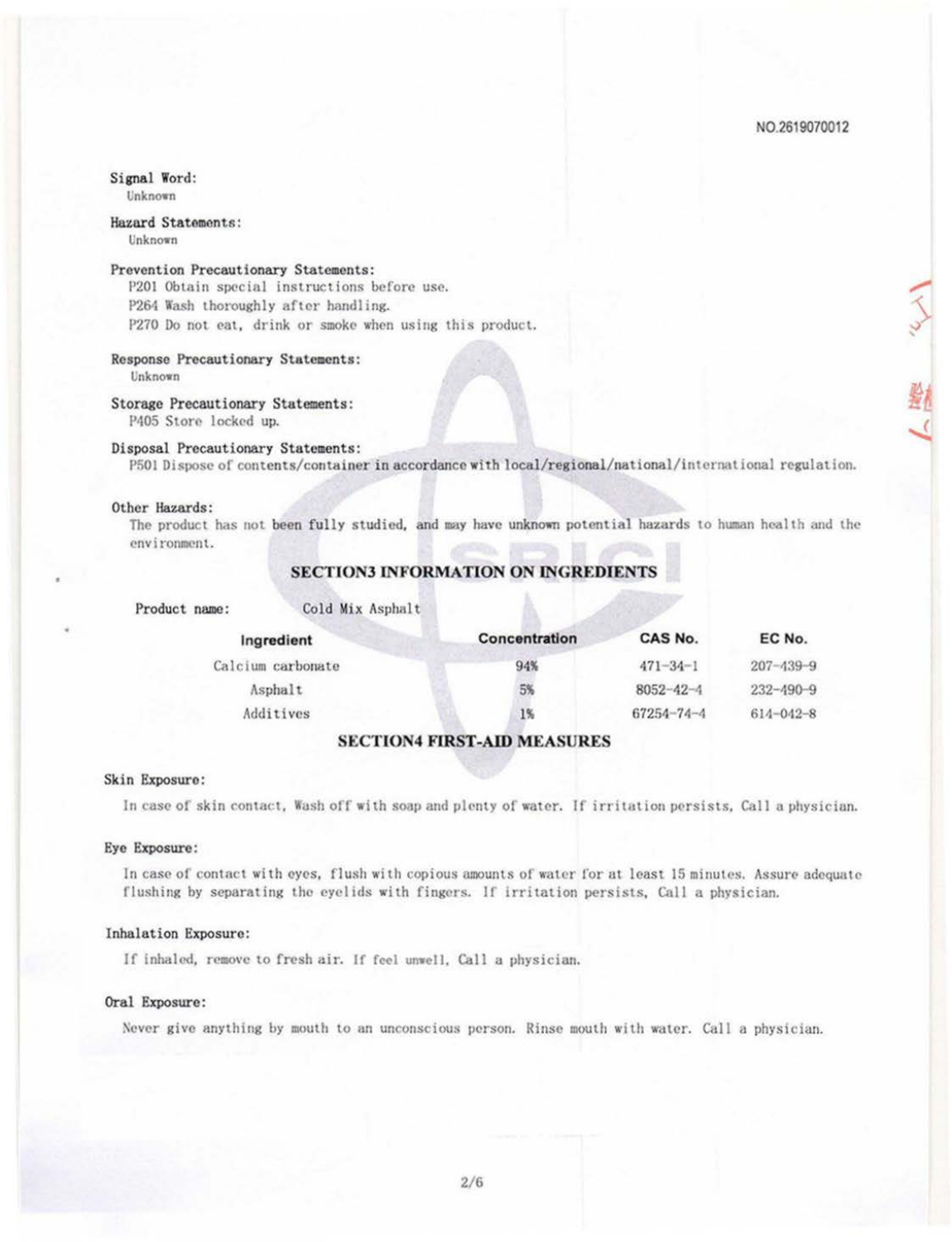NO.2619070012

**Signal Word:**
Unknown

**Hazard Statements:**
Unknown

**Prevention Precautionary Statements:**
P201 Obtain special instructions before use.
P264 Wash thoroughly after handling.
P270 Do not eat, drink or smoke when using this product.

**Response Precautionary Statements:**
Unknown

**Storage Precautionary Statements:**
P405 Store locked up.

**Disposal Precautionary Statements:**
P501 Dispose of contents/container in accordance with local/regional/national/international regulation.

**Other Hazards:**
The product has not been fully studied, and may have unknown potential hazards to human health and the environment.

## SECTION3 INFORMATION ON INGREDIENTS

Product name: Cold Mix Asphalt

| Ingredient | Concentration | CAS No. | EC No. |
|---|---|---|---|
| Calcium carbonate | 94% | 471-34-1 | 207-439-9 |
| Asphalt | 5% | 8052-42-4 | 232-490-9 |
| Additives | 1% | 67254-74-4 | 614-042-8 |

## SECTION4 FIRST-AID MEASURES

**Skin Exposure:**

In case of skin contact, Wash off with soap and plenty of water. If irritation persists, Call a physician.

**Eye Exposure:**

In case of contact with eyes, flush with copious amounts of water for at least 15 minutes. Assure adequate flushing by separating the eyelids with fingers. If irritation persists, Call a physician.

**Inhalation Exposure:**

If inhaled, remove to fresh air. If feel unwell, Call a physician.

**Oral Exposure:**

Never give anything by mouth to an unconscious person. Rinse mouth with water. Call a physician.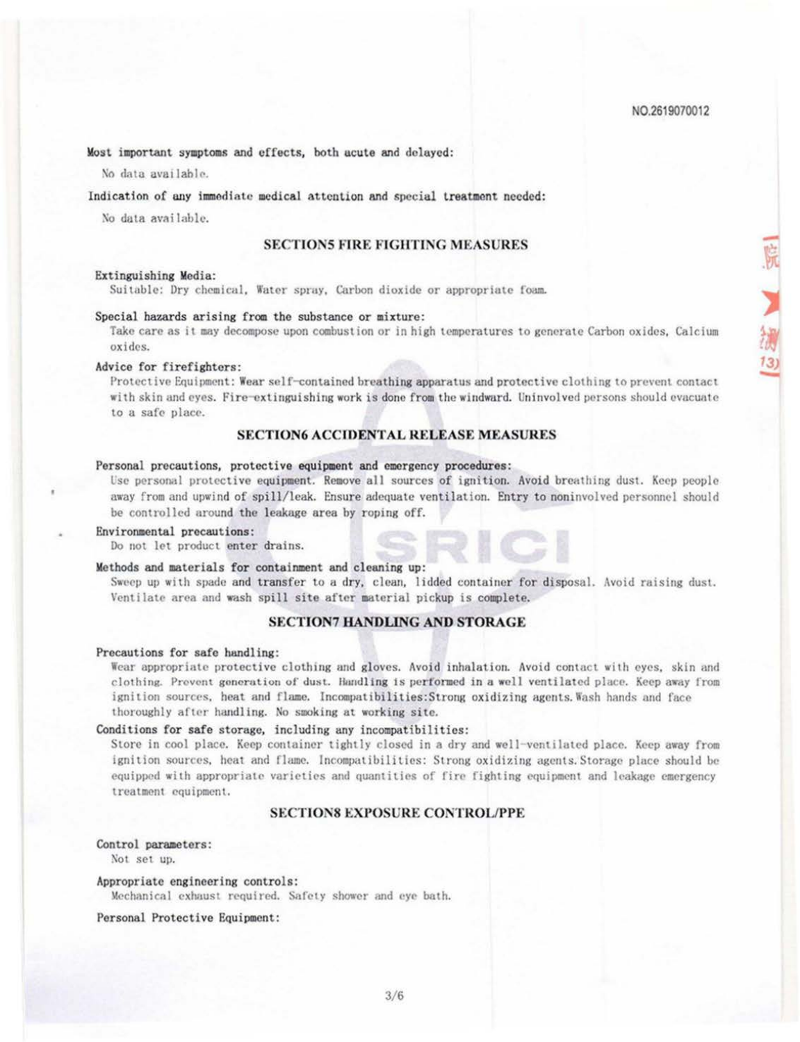**Most important symptoms and effects, both acute and delayed:**

No data available.

**Indication of any immediate medical attention and special treatment needed:**

No data available.

## SECTION5 FIRE FIGHTING MEASURES

**Extinguishing Media:**

Suitable: Dry chemical, Water spray, Carbon dioxide or appropriate foam.

**Special hazards arising from the substance or mixture:**

Take care as it may decompose upon combustion or in high temperatures to generate Carbon oxides, Calcium oxides.

**Advice for firefighters:**

Protective Equipment: Wear self-contained breathing apparatus and protective clothing to prevent contact with skin and eyes. Fire-extinguishing work is done from the windward. Uninvolved persons should evacuate to a safe place.

## SECTION6 ACCIDENTAL RELEASE MEASURES

**Personal precautions, protective equipment and emergency procedures:**

Use personal protective equipment. Remove all sources of ignition. Avoid breathing dust. Keep people away from and upwind of spill/leak. Ensure adequate ventilation. Entry to noninvolved personnel should be controlled around the leakage area by roping off.

**Environmental precautions:**

Do not let product enter drains.

**Methods and materials for containment and cleaning up:**

Sweep up with spade and transfer to a dry, clean, lidded container for disposal. Avoid raising dust. Ventilate area and wash spill site after material pickup is complete.

## SECTION7 HANDLING AND STORAGE

**Precautions for safe handling:**

Wear appropriate protective clothing and gloves. Avoid inhalation. Avoid contact with eyes, skin and clothing. Prevent generation of dust. Handling is performed in a well ventilated place. Keep away from ignition sources, heat and flame. Incompatibilities:Strong oxidizing agents. Wash hands and face thoroughly after handling. No smoking at working site.

**Conditions for safe storage, including any incompatibilities:**

Store in cool place. Keep container tightly closed in a dry and well-ventilated place. Keep away from ignition sources, heat and flame. Incompatibilities: Strong oxidizing agents. Storage place should be equipped with appropriate varieties and quantities of fire fighting equipment and leakage emergency treatment equipment.

## SECTION8 EXPOSURE CONTROL/PPE

**Control parameters:**

Not set up.

**Appropriate engineering controls:**

Mechanical exhaust required. Safety shower and eye bath.

**Personal Protective Equipment:**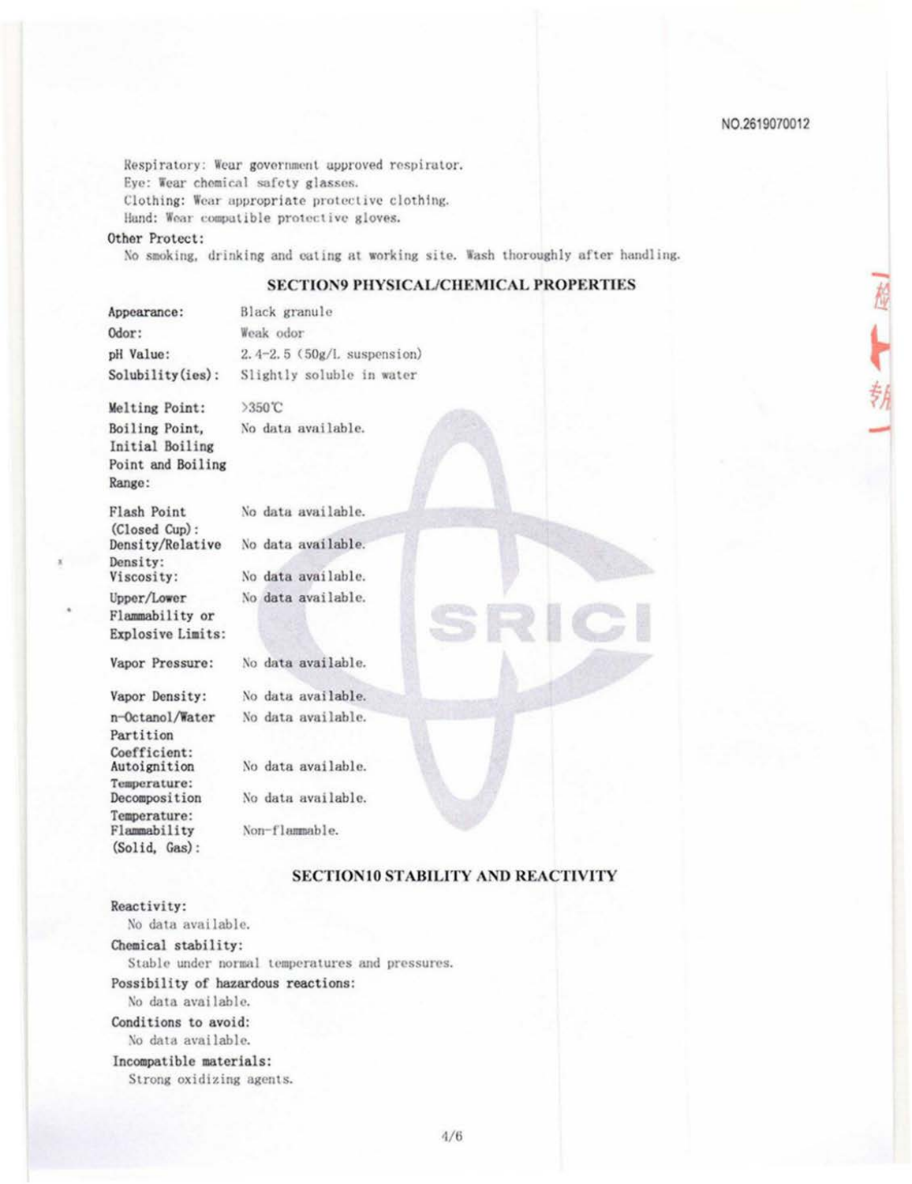Respiratory: Wear government approved respirator.
Eye: Wear chemical safety glasses.
Clothing: Wear appropriate protective clothing.
Hand: Wear compatible protective gloves.

**Other Protect:**

No smoking, drinking and eating at working site. Wash thoroughly after handling.

## SECTION9 PHYSICAL/CHEMICAL PROPERTIES

| | |
|---|---|
| **Appearance:** | Black granule |
| **Odor:** | Weak odor |
| **pH Value:** | 2.4-2.5 (50g/L suspension) |
| **Solubility(ies):** | Slightly soluble in water |
| **Melting Point:** | >350℃ |
| **Boiling Point, Initial Boiling Point and Boiling Range:** | No data available. |
| **Flash Point (Closed Cup):** | No data available. |
| **Density/Relative Density:** | No data available. |
| **Viscosity:** | No data available. |
| **Upper/Lower Flammability or Explosive Limits:** | No data available. |
| **Vapor Pressure:** | No data available. |
| **Vapor Density:** | No data available. |
| **n-Octanol/Water Partition Coefficient:** | No data available. |
| **Autoignition Temperature:** | No data available. |
| **Decomposition Temperature:** | No data available. |
| **Flammability (Solid, Gas):** | Non-flammable. |

## SECTION10 STABILITY AND REACTIVITY

**Reactivity:**

No data available.

**Chemical stability:**

Stable under normal temperatures and pressures.

**Possibility of hazardous reactions:**

No data available.

**Conditions to avoid:**

No data available.

**Incompatible materials:**

Strong oxidizing agents.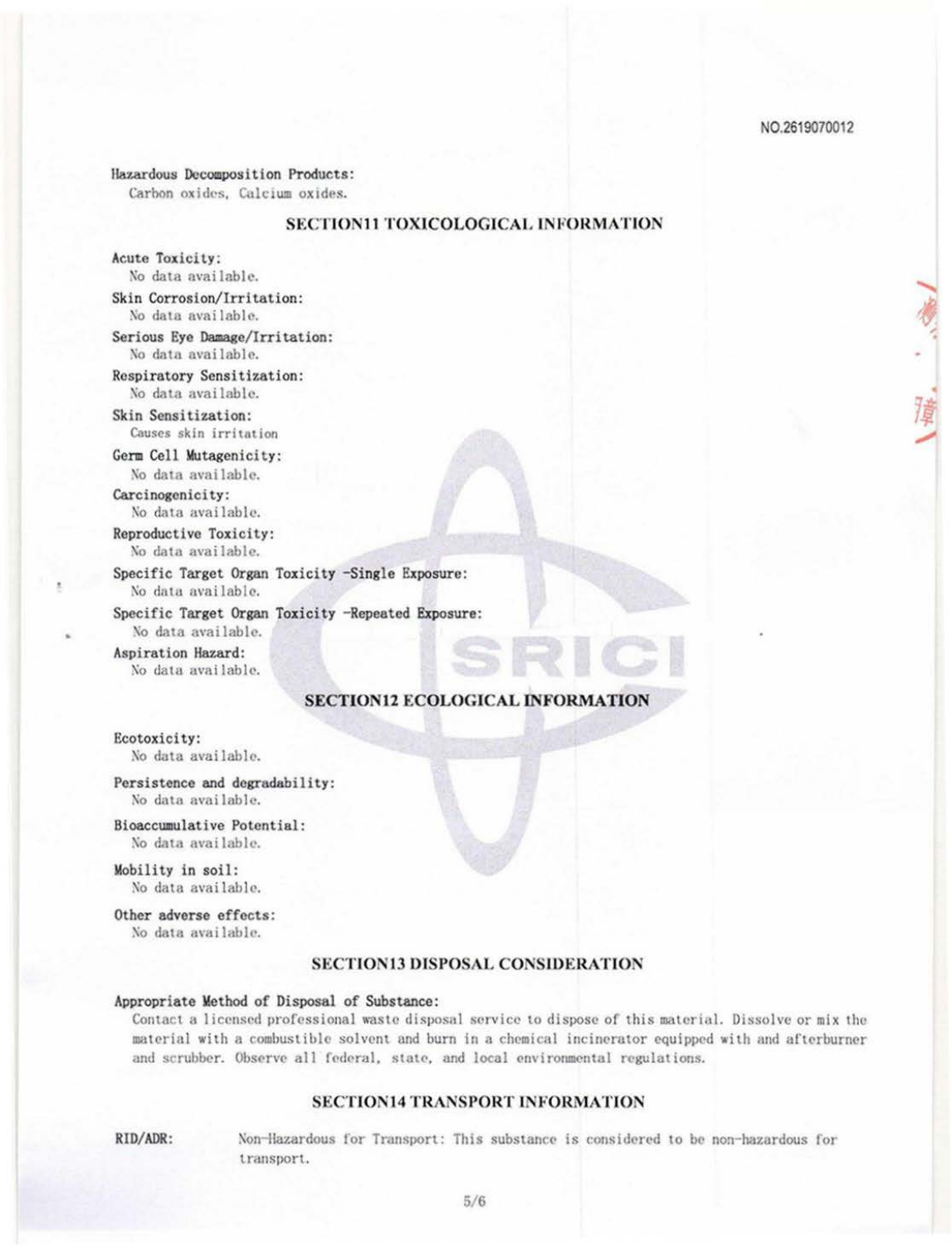**Hazardous Decomposition Products:**
Carbon oxides, Calcium oxides.

## SECTION11 TOXICOLOGICAL INFORMATION

**Acute Toxicity:**
No data available.

**Skin Corrosion/Irritation:**
No data available.

**Serious Eye Damage/Irritation:**
No data available.

**Respiratory Sensitization:**
No data available.

**Skin Sensitization:**
Causes skin irritation

**Germ Cell Mutagenicity:**
No data available.

**Carcinogenicity:**
No data available.

**Reproductive Toxicity:**
No data available.

**Specific Target Organ Toxicity -Single Exposure:**
No data available.

**Specific Target Organ Toxicity -Repeated Exposure:**
No data available.

**Aspiration Hazard:**
No data available.

## SECTION12 ECOLOGICAL INFORMATION

**Ecotoxicity:**
No data available.

**Persistence and degradability:**
No data available.

**Bioaccumulative Potential:**
No data available.

**Mobility in soil:**
No data available.

**Other adverse effects:**
No data available.

## SECTION13 DISPOSAL CONSIDERATION

**Appropriate Method of Disposal of Substance:**
Contact a licensed professional waste disposal service to dispose of this material. Dissolve or mix the material with a combustible solvent and burn in a chemical incinerator equipped with and afterburner and scrubber. Observe all federal, state, and local environmental regulations.

## SECTION14 TRANSPORT INFORMATION

**RID/ADR:** Non-Hazardous for Transport: This substance is considered to be non-hazardous for transport.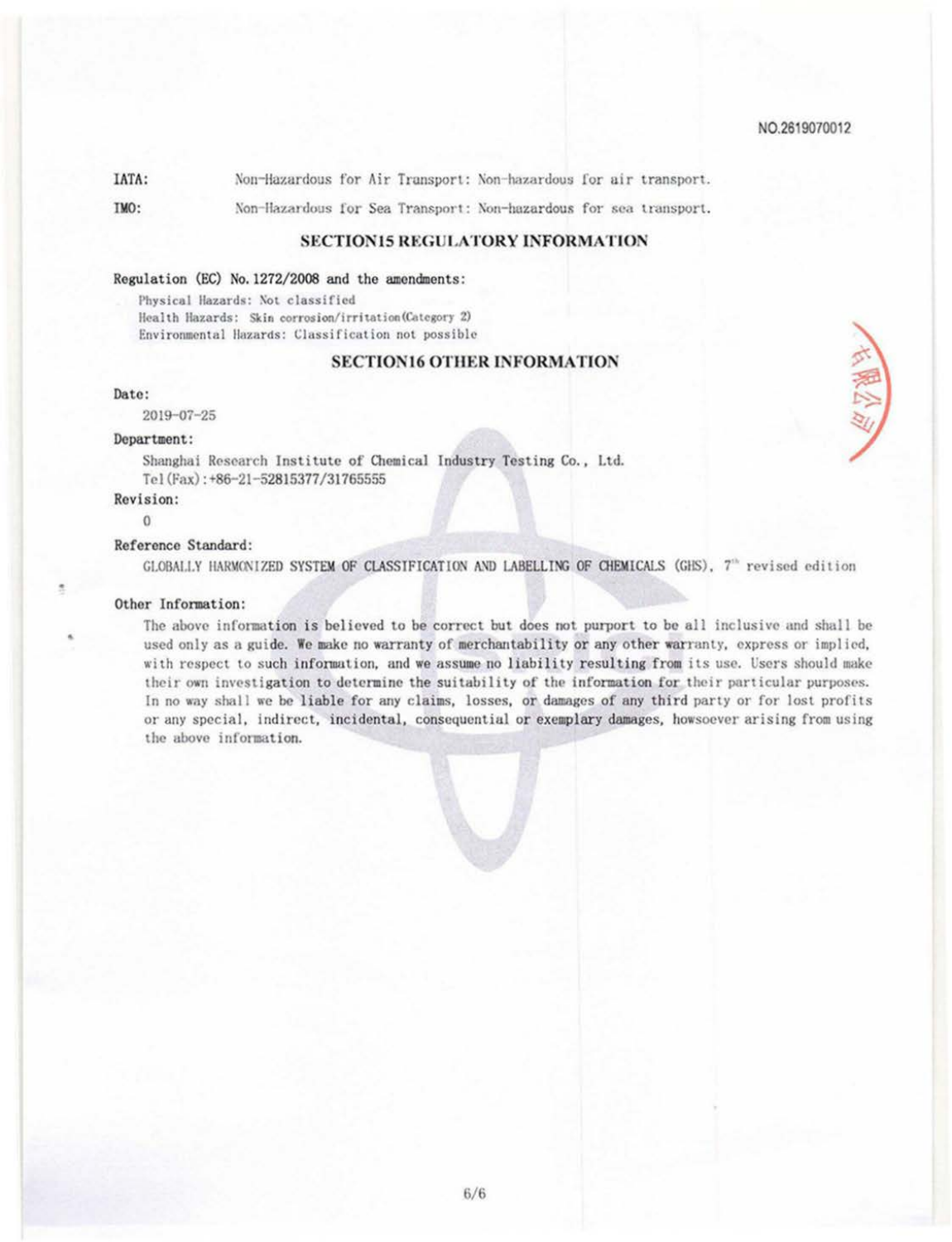NO.2619070012

IATA: Non-Hazardous for Air Transport: Non-hazardous for air transport.

IMO: Non-Hazardous for Sea Transport: Non-hazardous for sea transport.

## SECTION15 REGULATORY INFORMATION

**Regulation (EC) No.1272/2008 and the amendments:**

Physical Hazards: Not classified
Health Hazards: Skin corrosion/irritation(Category 2)
Environmental Hazards: Classification not possible

## SECTION16 OTHER INFORMATION

**Date:**

2019-07-25

**Department:**

Shanghai Research Institute of Chemical Industry Testing Co., Ltd.
Tel(Fax):+86-21-52815377/31765555

**Revision:**

0

**Reference Standard:**

GLOBALLY HARMONIZED SYSTEM OF CLASSIFICATION AND LABELLING OF CHEMICALS (GHS), 7th revised edition

**Other Information:**

The above information is believed to be correct but does not purport to be all inclusive and shall be used only as a guide. We make no warranty of merchantability or any other warranty, express or implied, with respect to such information, and we assume no liability resulting from its use. Users should make their own investigation to determine the suitability of the information for their particular purposes. In no way shall we be liable for any claims, losses, or damages of any third party or for lost profits or any special, indirect, incidental, consequential or exemplary damages, howsoever arising from using the above information.